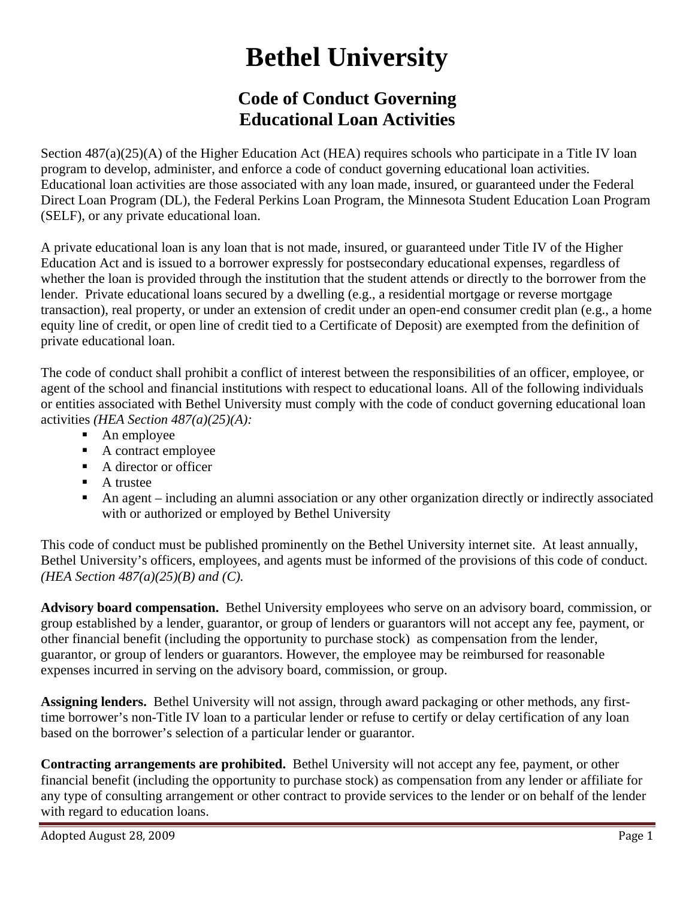# Bethel University

## Code of Conduct Governing Educational Loan Activities

Section 487(a)(25)(A) of the Higher Education Act (HEA) requires schools who participate in a Title IV loan program to develop, administer, and enforce a code of conduct governing educational loan activities. Educational loan activities are those associated with any loan made, insured, or guaranteed under the Federal Direct Loan Program (DL), the Federal Perkins Loan Program, the Minnesota Student Education Loan Program (SELF), or any private educational loan.

A private educational loan is any loan that is not made, insured, or guaranteed under Title IV of the Higher Education Act and is issued to a borrower expressly for postsecondary educational expenses, regardless of whether the loan is provided through the institution that the student attends or directly to the borrower from the lender. Private educational loans secured by a dwelling (e.g., a residential mortgage or reverse mortgage transaction), real property, or under an extension of credit under an open-end consumer credit plan (e.g., a home equity line of credit, or open line of credit tied to a Certificate of Deposit) are exempted from the definition of private educational loan.

The code of conduct shall prohibit a conflict of interest between the responsibilities of an officer, employee, or agent of the school and financial institutions with respect to educational loans. All of the following individuals or entities associated with Bethel University must comply with the code of conduct governing educational loan activities *(HEA Section 487(a)(25)(A):*

- An employee
- A contract employee
- A director or officer
- A trustee
- An agent – including an alumni association or any other organization directly or indirectly associated with or authorized or employed by Bethel University

This code of conduct must be published prominently on the Bethel University internet site. At least annually, Bethel University's officers, employees, and agents must be informed of the provisions of this code of conduct. *(HEA Section 487(a)(25)(B) and (C).*

**Advisory board compensation.** Bethel University employees who serve on an advisory board, commission, or group established by a lender, guarantor, or group of lenders or guarantors will not accept any fee, payment, or other financial benefit (including the opportunity to purchase stock) as compensation from the lender, guarantor, or group of lenders or guarantors. However, the employee may be reimbursed for reasonable expenses incurred in serving on the advisory board, commission, or group.

**Assigning lenders.** Bethel University will not assign, through award packaging or other methods, any first-time borrower's non-Title IV loan to a particular lender or refuse to certify or delay certification of any loan based on the borrower's selection of a particular lender or guarantor.

**Contracting arrangements are prohibited.** Bethel University will not accept any fee, payment, or other financial benefit (including the opportunity to purchase stock) as compensation from any lender or affiliate for any type of consulting arrangement or other contract to provide services to the lender or on behalf of the lender with regard to education loans.

Adopted August 28, 2009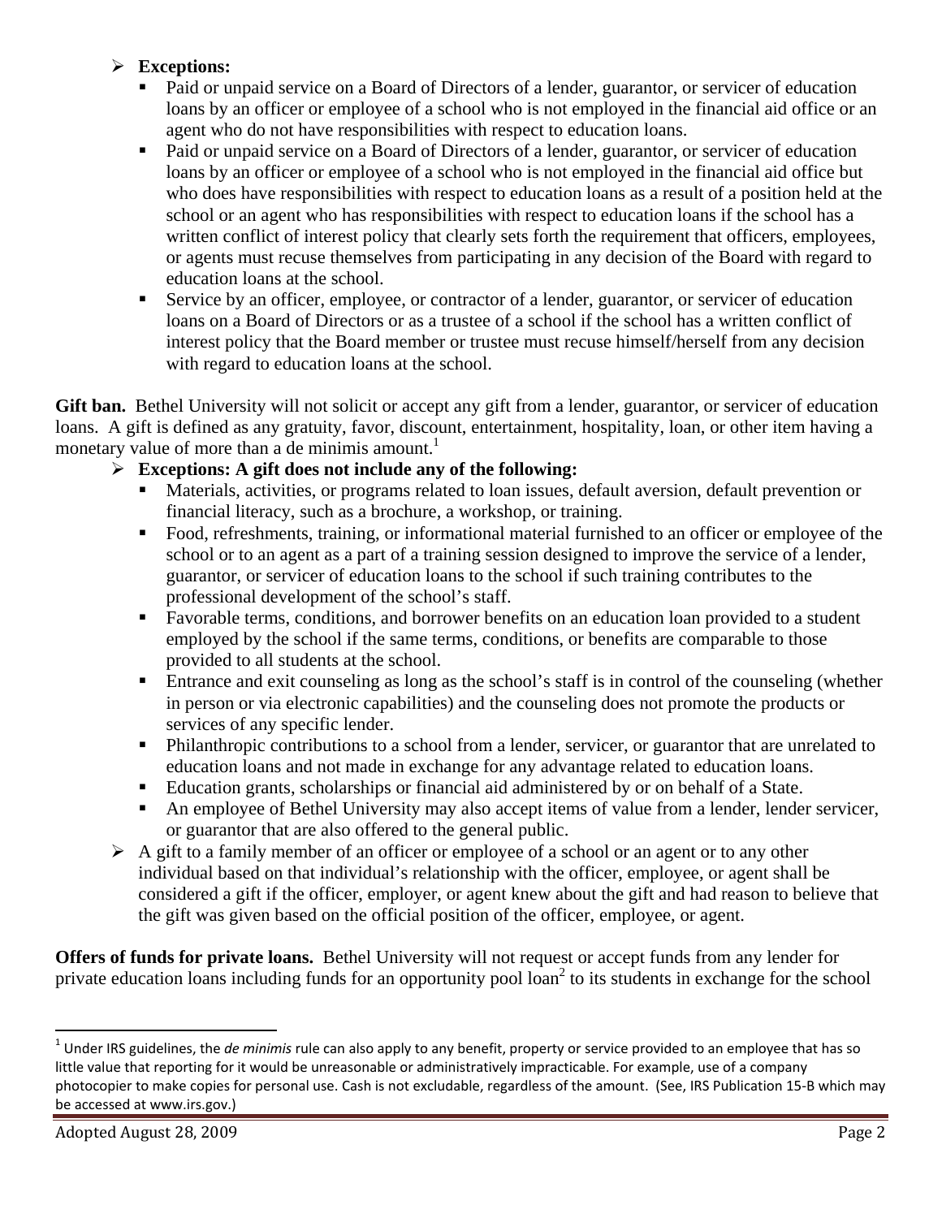- **Exceptions:**
  - Paid or unpaid service on a Board of Directors of a lender, guarantor, or servicer of education loans by an officer or employee of a school who is not employed in the financial aid office or an agent who do not have responsibilities with respect to education loans.
  - Paid or unpaid service on a Board of Directors of a lender, guarantor, or servicer of education loans by an officer or employee of a school who is not employed in the financial aid office but who does have responsibilities with respect to education loans as a result of a position held at the school or an agent who has responsibilities with respect to education loans if the school has a written conflict of interest policy that clearly sets forth the requirement that officers, employees, or agents must recuse themselves from participating in any decision of the Board with regard to education loans at the school.
  - Service by an officer, employee, or contractor of a lender, guarantor, or servicer of education loans on a Board of Directors or as a trustee of a school if the school has a written conflict of interest policy that the Board member or trustee must recuse himself/herself from any decision with regard to education loans at the school.

**Gift ban.** Bethel University will not solicit or accept any gift from a lender, guarantor, or servicer of education loans. A gift is defined as any gratuity, favor, discount, entertainment, hospitality, loan, or other item having a monetary value of more than a de minimis amount.[1]

- **Exceptions: A gift does not include any of the following:**
  - Materials, activities, or programs related to loan issues, default aversion, default prevention or financial literacy, such as a brochure, a workshop, or training.
  - Food, refreshments, training, or informational material furnished to an officer or employee of the school or to an agent as a part of a training session designed to improve the service of a lender, guarantor, or servicer of education loans to the school if such training contributes to the professional development of the school's staff.
  - Favorable terms, conditions, and borrower benefits on an education loan provided to a student employed by the school if the same terms, conditions, or benefits are comparable to those provided to all students at the school.
  - Entrance and exit counseling as long as the school's staff is in control of the counseling (whether in person or via electronic capabilities) and the counseling does not promote the products or services of any specific lender.
  - Philanthropic contributions to a school from a lender, servicer, or guarantor that are unrelated to education loans and not made in exchange for any advantage related to education loans.
  - Education grants, scholarships or financial aid administered by or on behalf of a State.
  - An employee of Bethel University may also accept items of value from a lender, lender servicer, or guarantor that are also offered to the general public.
- A gift to a family member of an officer or employee of a school or an agent or to any other individual based on that individual's relationship with the officer, employee, or agent shall be considered a gift if the officer, employer, or agent knew about the gift and had reason to believe that the gift was given based on the official position of the officer, employee, or agent.

**Offers of funds for private loans.** Bethel University will not request or accept funds from any lender for private education loans including funds for an opportunity pool loan[2] to its students in exchange for the school

[1] Under IRS guidelines, the *de minimis* rule can also apply to any benefit, property or service provided to an employee that has so little value that reporting for it would be unreasonable or administratively impracticable. For example, use of a company photocopier to make copies for personal use. Cash is not excludable, regardless of the amount. (See, IRS Publication 15-B which may be accessed at www.irs.gov.)

Adopted August 28, 2009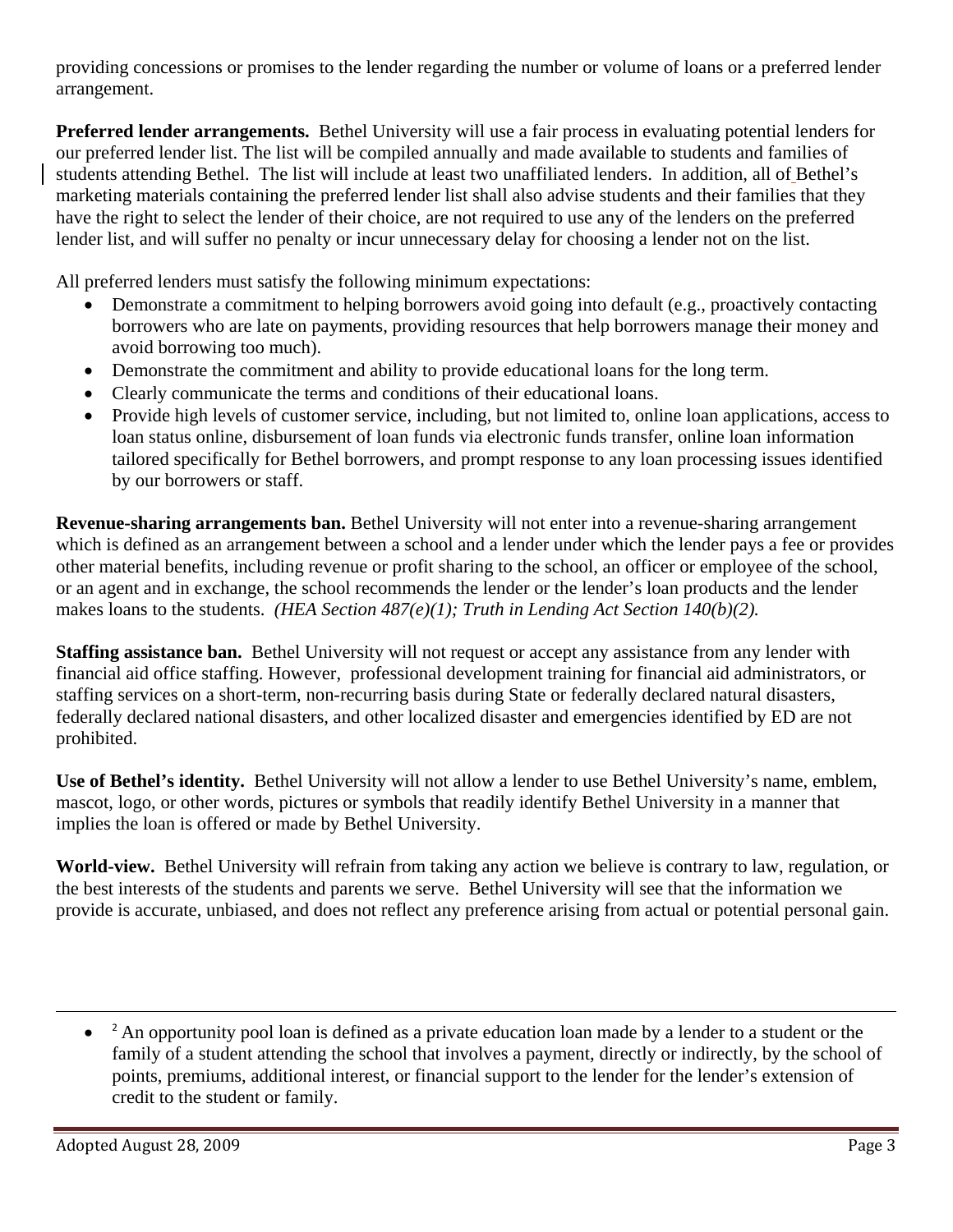providing concessions or promises to the lender regarding the number or volume of loans or a preferred lender arrangement.

**Preferred lender arrangements.** Bethel University will use a fair process in evaluating potential lenders for our preferred lender list. The list will be compiled annually and made available to students and families of students attending Bethel. The list will include at least two unaffiliated lenders. In addition, all of Bethel's marketing materials containing the preferred lender list shall also advise students and their families that they have the right to select the lender of their choice, are not required to use any of the lenders on the preferred lender list, and will suffer no penalty or incur unnecessary delay for choosing a lender not on the list.

All preferred lenders must satisfy the following minimum expectations:

- Demonstrate a commitment to helping borrowers avoid going into default (e.g., proactively contacting borrowers who are late on payments, providing resources that help borrowers manage their money and avoid borrowing too much).
- Demonstrate the commitment and ability to provide educational loans for the long term.
- Clearly communicate the terms and conditions of their educational loans.
- Provide high levels of customer service, including, but not limited to, online loan applications, access to loan status online, disbursement of loan funds via electronic funds transfer, online loan information tailored specifically for Bethel borrowers, and prompt response to any loan processing issues identified by our borrowers or staff.

**Revenue-sharing arrangements ban.** Bethel University will not enter into a revenue-sharing arrangement which is defined as an arrangement between a school and a lender under which the lender pays a fee or provides other material benefits, including revenue or profit sharing to the school, an officer or employee of the school, or an agent and in exchange, the school recommends the lender or the lender's loan products and the lender makes loans to the students. *(HEA Section 487(e)(1); Truth in Lending Act Section 140(b)(2).*

**Staffing assistance ban.** Bethel University will not request or accept any assistance from any lender with financial aid office staffing. However, professional development training for financial aid administrators, or staffing services on a short-term, non-recurring basis during State or federally declared natural disasters, federally declared national disasters, and other localized disaster and emergencies identified by ED are not prohibited.

**Use of Bethel's identity.** Bethel University will not allow a lender to use Bethel University's name, emblem, mascot, logo, or other words, pictures or symbols that readily identify Bethel University in a manner that implies the loan is offered or made by Bethel University.

**World-view.** Bethel University will refrain from taking any action we believe is contrary to law, regulation, or the best interests of the students and parents we serve. Bethel University will see that the information we provide is accurate, unbiased, and does not reflect any preference arising from actual or potential personal gain.

---

- [2] An opportunity pool loan is defined as a private education loan made by a lender to a student or the family of a student attending the school that involves a payment, directly or indirectly, by the school of points, premiums, additional interest, or financial support to the lender for the lender's extension of credit to the student or family.

Adopted August 28, 2009